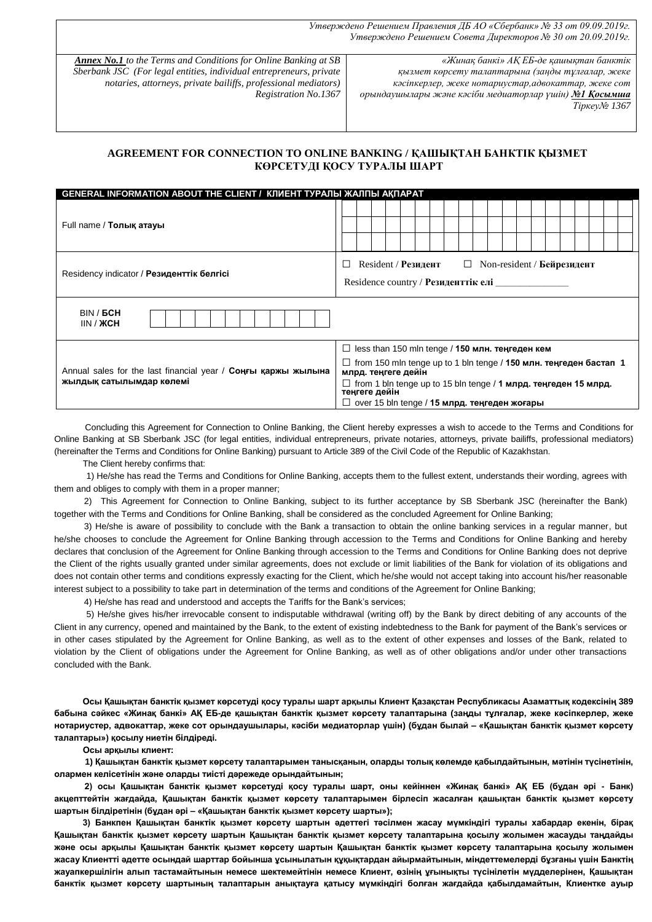*Утверждено Решением Правления ДБ АО «Сбербанк» № 33 от 09.09.2019г.*
*Утверждено Решением Совета Директоров № 30 от 20.09.2019г.*

| *Annex No.1 to the Terms and Conditions for Online Banking at SB Sberbank JSC (For legal entities, individual entrepreneurs, private notaries, attorneys, private bailiffs, professional mediators) Registration No.1367* | *«Жинақ банкі» АҚ ЕБ-де қашықтан банктік қызмет көрсету талаптарына (заңды тұлғалар, жеке кәсіпкерлер, жеке нотариустар,адвокаттар, жеке сот орындаушылары және кәсіби медиаторлар үшін) №1 Қосымша Тіркеу№ 1367* |
|---|---|

## AGREEMENT FOR CONNECTION TO ONLINE BANKING / ҚАШЫҚТАН БАНКТІК ҚЫЗМЕТ КӨРСЕТУДІ ҚОСУ ТУРАЛЫ ШАРТ

| GENERAL INFORMATION ABOUT THE CLIENT / КЛИЕНТ ТУРАЛЫ ЖАЛПЫ АҚПАРАТ | |
|---|---|
| Full name / **Толық атауы** | |
| Residency indicator / **Резиденттік белгісі** | ☐ Resident / **Резидент** ☐ Non-resident / **Бейрезидент**<br>Residence country / **Резиденттік елі** _______________ |
| BIN / **БСН**<br>IIN / **ЖСН** | |
| Annual sales for the last financial year / **Соңғы қаржы жылына жылдық сатылымдар көлемі** | ☐ less than 150 mln tenge / **150 млн. теңгеден кем**<br>☐ from 150 mln tenge up to 1 bln tenge / **150 млн. теңгеден бастап 1 млрд. теңгеге дейін**<br>☐ from 1 bln tenge up to 15 bln tenge / **1 млрд. теңгеден 15 млрд. теңгеге дейін**<br>☐ over 15 bln tenge / **15 млрд. теңгеден жоғары** |

Concluding this Agreement for Connection to Online Banking, the Client hereby expresses a wish to accede to the Terms and Conditions for Online Banking at SB Sberbank JSC (for legal entities, individual entrepreneurs, private notaries, attorneys, private bailiffs, professional mediators) (hereinafter the Terms and Conditions for Online Banking) pursuant to Article 389 of the Civil Code of the Republic of Kazakhstan.

The Client hereby confirms that:

1) He/she has read the Terms and Conditions for Online Banking, accepts them to the fullest extent, understands their wording, agrees with them and obliges to comply with them in a proper manner;

2) This Agreement for Connection to Online Banking, subject to its further acceptance by SB Sberbank JSC (hereinafter the Bank) together with the Terms and Conditions for Online Banking, shall be considered as the concluded Agreement for Online Banking;

3) He/she is aware of possibility to conclude with the Bank a transaction to obtain the online banking services in a regular manner, but he/she chooses to conclude the Agreement for Online Banking through accession to the Terms and Conditions for Online Banking and hereby declares that conclusion of the Agreement for Online Banking through accession to the Terms and Conditions for Online Banking does not deprive the Client of the rights usually granted under similar agreements, does not exclude or limit liabilities of the Bank for violation of its obligations and does not contain other terms and conditions expressly exacting for the Client, which he/she would not accept taking into account his/her reasonable interest subject to a possibility to take part in determination of the terms and conditions of the Agreement for Online Banking;

4) He/she has read and understood and accepts the Tariffs for the Bank's services;

5) He/she gives his/her irrevocable consent to indisputable withdrawal (writing off) by the Bank by direct debiting of any accounts of the Client in any currency, opened and maintained by the Bank, to the extent of existing indebtedness to the Bank for payment of the Bank's services or in other cases stipulated by the Agreement for Online Banking, as well as to the extent of other expenses and losses of the Bank, related to violation by the Client of obligations under the Agreement for Online Banking, as well as of other obligations and/or under other transactions concluded with the Bank.

**Осы Қашықтан банктік қызмет көрсетуді қосу туралы шарт арқылы Клиент Қазақстан Республикасы Азаматтық кодексінің 389 бабына сәйкес «Жинақ банкі» АҚ ЕБ-де қашықтан банктік қызмет көрсету талаптарына (заңды тұлғалар, жеке кәсіпкерлер, жеке нотариустер, адвокаттар, жеке сот орындаушылары, кәсіби медиаторлар үшін) (бұдан былай – «Қашықтан банктік қызмет көрсету талаптары») қосылу ниетін білдіреді.**

**Осы арқылы клиент:**

**1) Қашықтан банктік қызмет көрсету талаптарымен танысқанын, оларды толық көлемде қабылдайтынын, мәтінін түсінетінін, олармен келісетінін және оларды тиісті дәрежеде орындайтынын;**

**2) осы Қашықтан банктік қызмет көрсетуді қосу туралы шарт, оны кейіннен «Жинақ банкі» АҚ ЕБ (бұдан әрі - Банк) акцепттейтін жағдайда, Қашықтан банктік қызмет көрсету талаптарымен бірлесіп жасалған қашықтан банктік қызмет көрсету шартын білдіретінін (бұдан әрі – «Қашықтан банктік қызмет көрсету шарты»);**

**3) Банкпен Қашықтан банктік қызмет көрсету шартын әдеттегі тәсілмен жасау мүмкіндігі туралы хабардар екенін, бірақ Қашықтан банктік қызмет көрсету шартын Қашықтан банктік қызмет көрсету талаптарына қосылу жолымен жасауды таңдайды және осы арқылы Қашықтан банктік қызмет көрсету шартын Қашықтан банктік қызмет көрсету талаптарына қосылу жолымен жасау Клиентті әдетте осындай шарттар бойынша ұсынылатын құқықтардан айырмайтынын, міндеттемелерді бұзғаны үшін Банктің жауапкершілігін алып тастамайтынын немесе шектемейтінін немесе Клиент, өзінің ұғынықты түсінілетін мүдделерінен, Қашықтан банктік қызмет көрсету шартының талаптарын анықтауға қатысу мүмкіндігі болған жағдайда қабылдамайтын, Клиентке ауыр**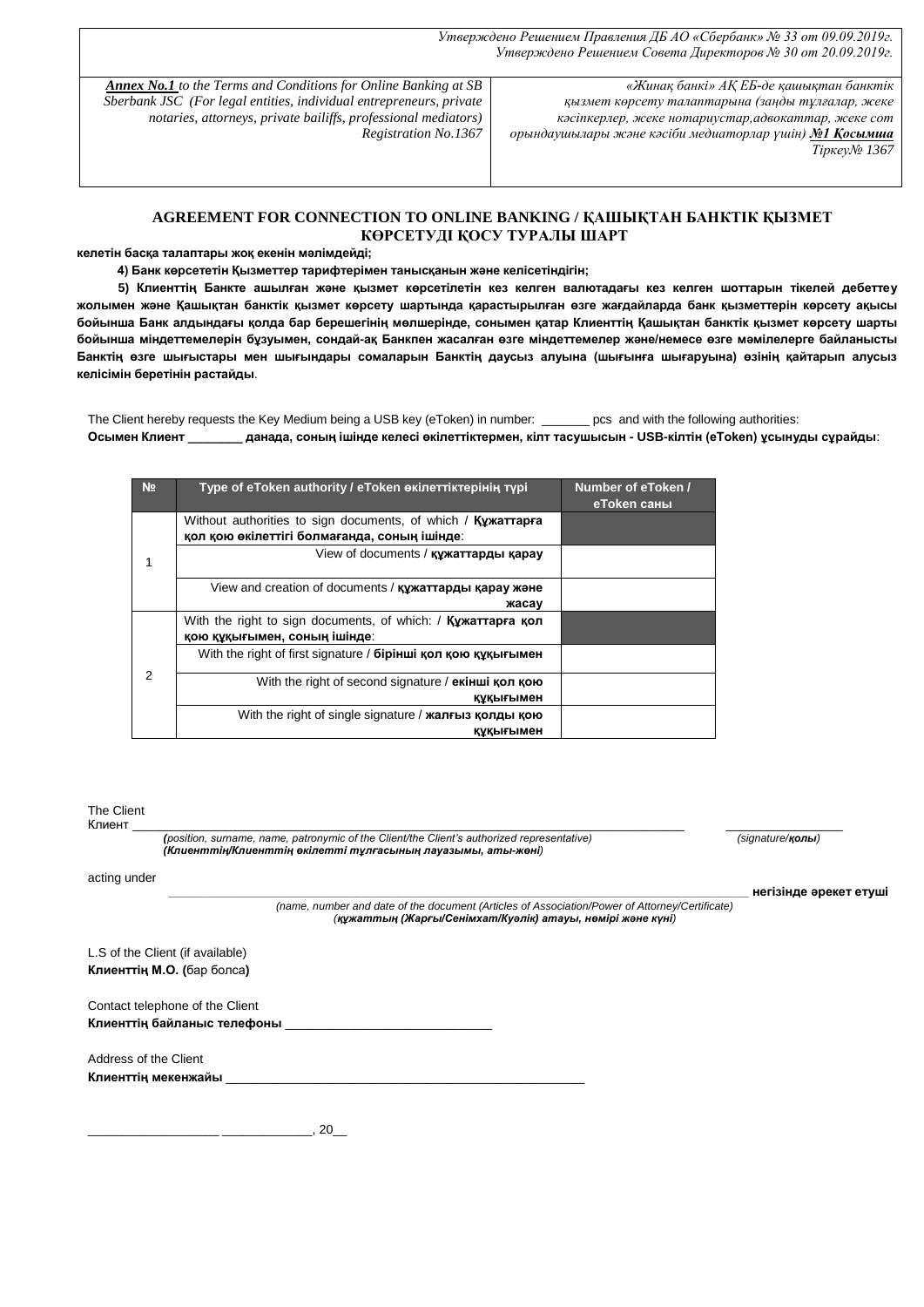*Утверждено Решением Правления ДБ АО «Сбербанк» № 33 от 09.09.2019г.*
*Утверждено Решением Совета Директоров № 30 от 20.09.2019г.*

| | |
|---|---|
| ***Annex No.1*** *to the Terms and Conditions for Online Banking at SB Sberbank JSC (For legal entities, individual entrepreneurs, private notaries, attorneys, private bailiffs, professional mediators) Registration No.1367* | *«Жинақ банкі» АҚ ЕБ-де қашықтан банктік қызмет көрсету талаптарына (заңды тұлғалар, жеке кәсіпкерлер, жеке нотариустар,адвокаттар, жеке сот орындаушылары және кәсіби медиаторлар үшін)* ***№1 Қосымша*** *Тіркеу№ 1367* |

## AGREEMENT FOR CONNECTION TO ONLINE BANKING / ҚАШЫҚТАН БАНКТІК ҚЫЗМЕТ КӨРСЕТУДІ ҚОСУ ТУРАЛЫ ШАРТ

**келетін басқа талаптары жоқ екенін мәлімдейді;**

**4) Банк көрсететін Қызметтер тарифтерімен танысқанын және келісетіндігін;**

**5) Клиенттің Банкте ашылған және қызмет көрсетілетін кез келген валютадағы кез келген шоттарын тікелей дебеттеу жолымен және Қашықтан банктік қызмет көрсету шартында қарастырылған өзге жағдайларда банк қызметтерін көрсету ақысы бойынша Банк алдындағы қолда бар берешегінің мөлшерінде, сонымен қатар Клиенттің Қашықтан банктік қызмет көрсету шарты бойынша міндеттемелерін бұзуымен, сондай-ақ Банкпен жасалған өзге міндеттемелер және/немесе өзге мәмілелерге байланысты Банктің өзге шығыстары мен шығындары сомаларын Банктің даусыз алуына (шығынға шығаруына) өзінің қайтарып алусыз келісімін беретінін растайды**.

The Client hereby requests the Key Medium being a USB key (eToken) in number: _______ pcs and with the following authorities:
**Осымен Клиент ________ данада, соның ішінде келесі өкілеттіктермен, кілт тасушысын - USB-кілтін (eToken) ұсынуды сұрайды**:

| № | Type of eToken authority / eToken өкілеттіктерінің түрі | Number of eToken / eToken саны |
|---|---|---|
| 1 | Without authorities to sign documents, of which / **Құжаттарға қол қою өкілеттігі болмағанда, соның ішінде**: | |
| | View of documents / **құжаттарды қарау** | |
| | View and creation of documents / **құжаттарды қарау және жасау** | |
| 2 | With the right to sign documents, of which: / **Құжаттарға қол қою құқығымен, соның ішінде**: | |
| | With the right of first signature / **бірінші қол қою құқығымен** | |
| | With the right of second signature / **екінші қол қою құқығымен** | |
| | With the right of single signature / **жалғыз қолды қою құқығымен** | |

The Client
Клиент ____________________________________________________________ ________________
***(****position, surname, name, patronymic of the Client/the Client's authorized representative)* *(signature/**қолы**)*
***(Клиенттің/Клиенттің өкілетті тұлғасының лауазымы, аты-жөні****)*

acting under
____________________________________________________________ **негізінде әрекет етуші**
*(name, number and date of the document (Articles of Association/Power of Attorney/Certificate)*
*(құжаттың (Жарғы/Сенімхат/Куәлік) атауы, нөмірі және күні)*

L.S of the Client (if available)
**Клиенттің М.О. (**бар болса**)**

Contact telephone of the Client
**Клиенттің байланыс телефоны** ______________________________

Address of the Client
**Клиенттің мекенжайы** ____________________________________________________

___________________ _____________, 20__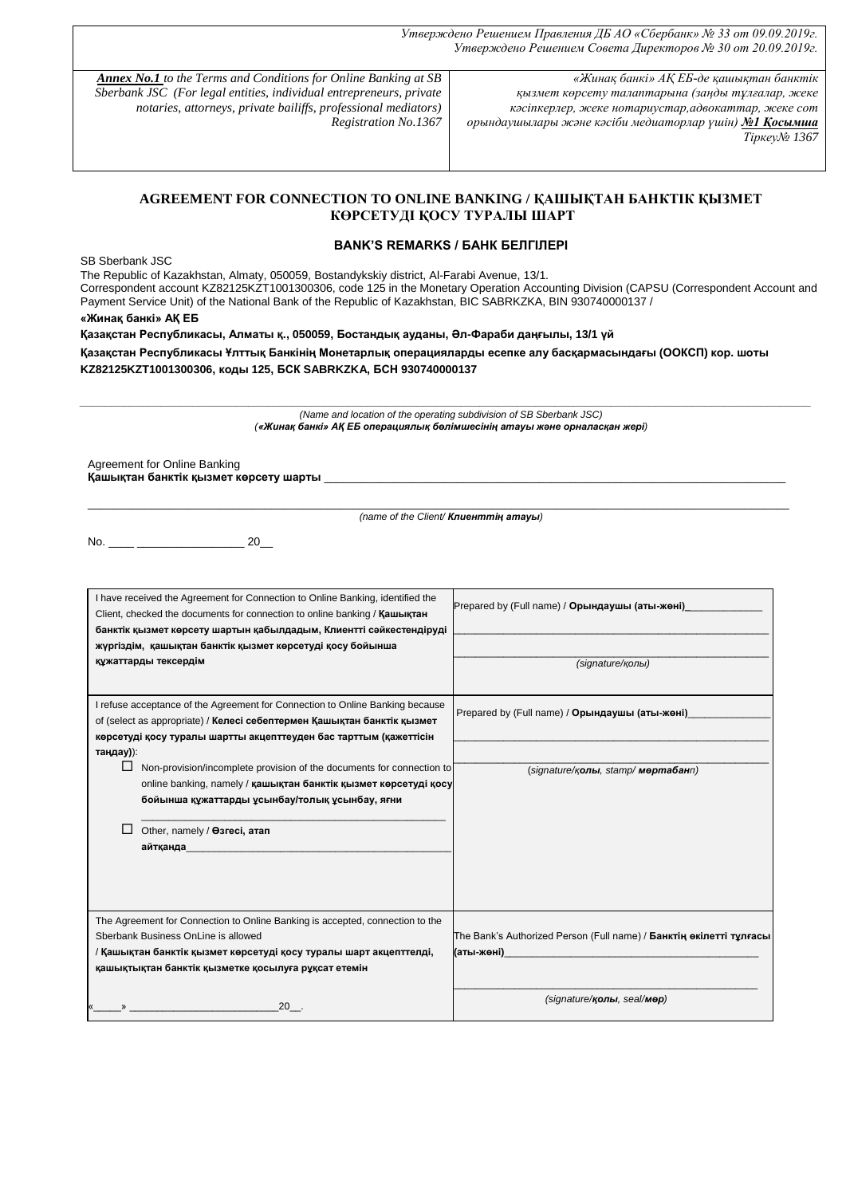*Утверждено Решением Правления ДБ АО «Сбербанк» № 33 от 09.09.2019г.*
*Утверждено Решением Совета Директоров № 30 от 20.09.2019г.*

| | |
|---|---|
| ***Annex No.1*** *to the Terms and Conditions for Online Banking at SB Sberbank JSC (For legal entities, individual entrepreneurs, private notaries, attorneys, private bailiffs, professional mediators) Registration No.1367* | *«Жинақ банкі» АҚ ЕБ-де қашықтан банктік қызмет көрсету талаптарына (заңды тұлғалар, жеке кәсіпкерлер, жеке нотариустар,адвокаттар, жеке сот орындаушылары және кәсіби медиаторлар үшін)* ***№1 Қосымша*** *Тіркеу№ 1367* |

## AGREEMENT FOR CONNECTION TO ONLINE BANKING / ҚАШЫҚТАН БАНКТІК ҚЫЗМЕТ КӨРСЕТУДІ ҚОСУ ТУРАЛЫ ШАРТ

### BANK'S REMARKS / БАНК БЕЛГІЛЕРІ

SB Sberbank JSC
The Republic of Kazakhstan, Almaty, 050059, Bostandykskiy district, Al-Farabi Avenue, 13/1.
Correspondent account KZ82125KZT1001300306, code 125 in the Monetary Operation Accounting Division (CAPSU (Correspondent Account and Payment Service Unit) of the National Bank of the Republic of Kazakhstan, BIC SABRKZKA, BIN 930740000137 /

**«Жинақ банкі» АҚ ЕБ**

**Қазақстан Республикасы, Алматы қ., 050059, Бостандық ауданы, Әл-Фараби даңғылы, 13/1 үй**

**Қазақстан Республикасы Ұлттық Банкінің Монетарлық операцияларды есепке алу басқармасындағы (ООКСП) кор. шоты KZ82125KZT1001300306, коды 125, БСК SABRKZKA, БСН 930740000137**

_______________________________________________________________________________

*(Name and location of the operating subdivision of SB Sberbank JSC)*
*(«Жинақ банкі» АҚ ЕБ операциялық бөлімшесінің атауы және орналасқан жері)*

Agreement for Online Banking
**Қашықтан банктік қызмет көрсету шарты** _______________________________________________

_______________________________________________________________________________
*(name of the Client/* ***Клиенттің атауы****)*

No. ____ _________________ 20__

| | |
|---|---|
| I have received the Agreement for Connection to Online Banking, identified the Client, checked the documents for connection to online banking / **Қашықтан банктік қызмет көрсету шартын қабылдадым, Клиентті сәйкестендіруді жүргіздім, қашықтан банктік қызмет көрсетуді қосу бойынша құжаттарды тексердім** | Prepared by (Full name) / **Орындаушы (аты-жөні)**_____________ ________________________ ________________________ *(signature/қолы)* |
| I refuse acceptance of the Agreement for Connection to Online Banking because of (select as appropriate) / **Келесі себептермен Қашықтан банктік қызмет көрсетуді қосу туралы шартты акцепттеуден бас тарттым (қажеттісін таңдау)**): ☐ Non-provision/incomplete provision of the documents for connection to online banking, namely / **қашықтан банктік қызмет көрсетуді қосу бойынша құжаттарды ұсынбау/толық ұсынбау, яғни** ________________________ ☐ Other, namely / **Өзгесі, атап айтқанда**________________________ | Prepared by (Full name) / **Орындаушы (аты-жөні)**_____________ ________________________ ________________________ (*signature/қолы, stamp/ мөртабан*) |
| The Agreement for Connection to Online Banking is accepted, connection to the Sberbank Business OnLine is allowed / **Қашықтан банктік қызмет көрсетуді қосу туралы шарт акцепттелді, қашықтықтан банктік қызметке қосылуға рұқсат етемін** «_____» __________________________20__. | The Bank's Authorized Person (Full name) / **Банктің өкілетті тұлғасы (аты-жөні)**________________________ ________________________ *(signature/****қолы****, seal/****мөр****)* |